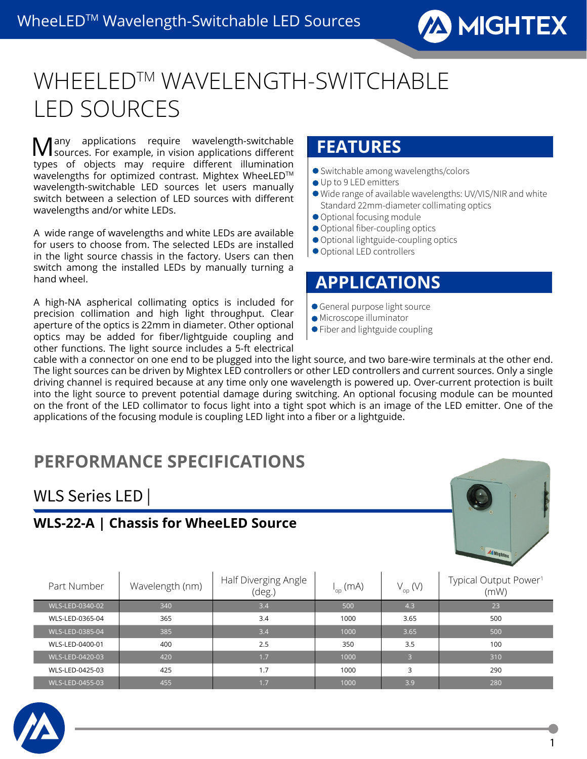# WHEELED™ WAVELENGTH-SWITCHABLE LED SOURCES

Many applications require wavelength-switchable sources. For example, in vision applications different types of objects may require different illumination wavelengths for optimized contrast. Mightex WheeLED™ wavelength-switchable LED sources let users manually switch between a selection of LED sources with different wavelengths and/or white LEDs.

A wide range of wavelengths and white LEDs are available for users to choose from. The selected LEDs are installed in the light source chassis in the factory. Users can then switch among the installed LEDs by manually turning a hand wheel.

A high-NA aspherical collimating optics is included for precision collimation and high light throughput. Clear aperture of the optics is 22mm in diameter. Other optional optics may be added for fiber/lightguide coupling and other functions. The light source includes a 5-ft electrical cable with a connector on one end to be plugged into the light source, and two bare-wire terminals at the other end. The light sources can be driven by Mightex LED controllers or other LED controllers and current sources. Only a single driving channel is required because at any time only one wavelength is powered up. Over-current protection is built into the light source to prevent potential damage during switching. An optional focusing module can be mounted on the front of the LED collimator to focus light into a tight spot which is an image of the LED emitter. One of the applications of the focusing module is coupling LED light into a fiber or a lightguide.

## FEATURES

- Switchable among wavelengths/colors
- Up to 9 LED emitters
- Wide range of available wavelengths: UV/VIS/NIR and white Standard 22mm-diameter collimating optics
- Optional focusing module
- Optional fiber-coupling optics
- Optional lightguide-coupling optics
- Optional LED controllers

## APPLICATIONS

- General purpose light source
- Microscope illuminator
- Fiber and lightguide coupling

## PERFORMANCE SPECIFICATIONS

### WLS Series LED |

### WLS-22-A | Chassis for WheeLED Source

| Part Number | Wavelength (nm) | Half Diverging Angle (deg.) | $I_{op}$ (mA) | $V_{op}$ (V) | Typical Output Power[1] (mW) |
|---|---|---|---|---|---|
| WLS-LED-0340-02 | 340 | 3.4 | 500 | 4.3 | 23 |
| WLS-LED-0365-04 | 365 | 3.4 | 1000 | 3.65 | 500 |
| WLS-LED-0385-04 | 385 | 3.4 | 1000 | 3.65 | 500 |
| WLS-LED-0400-01 | 400 | 2.5 | 350 | 3.5 | 100 |
| WLS-LED-0420-03 | 420 | 1.7 | 1000 | 3 | 310 |
| WLS-LED-0425-03 | 425 | 1.7 | 1000 | 3 | 290 |
| WLS-LED-0455-03 | 455 | 1.7 | 1000 | 3.9 | 280 |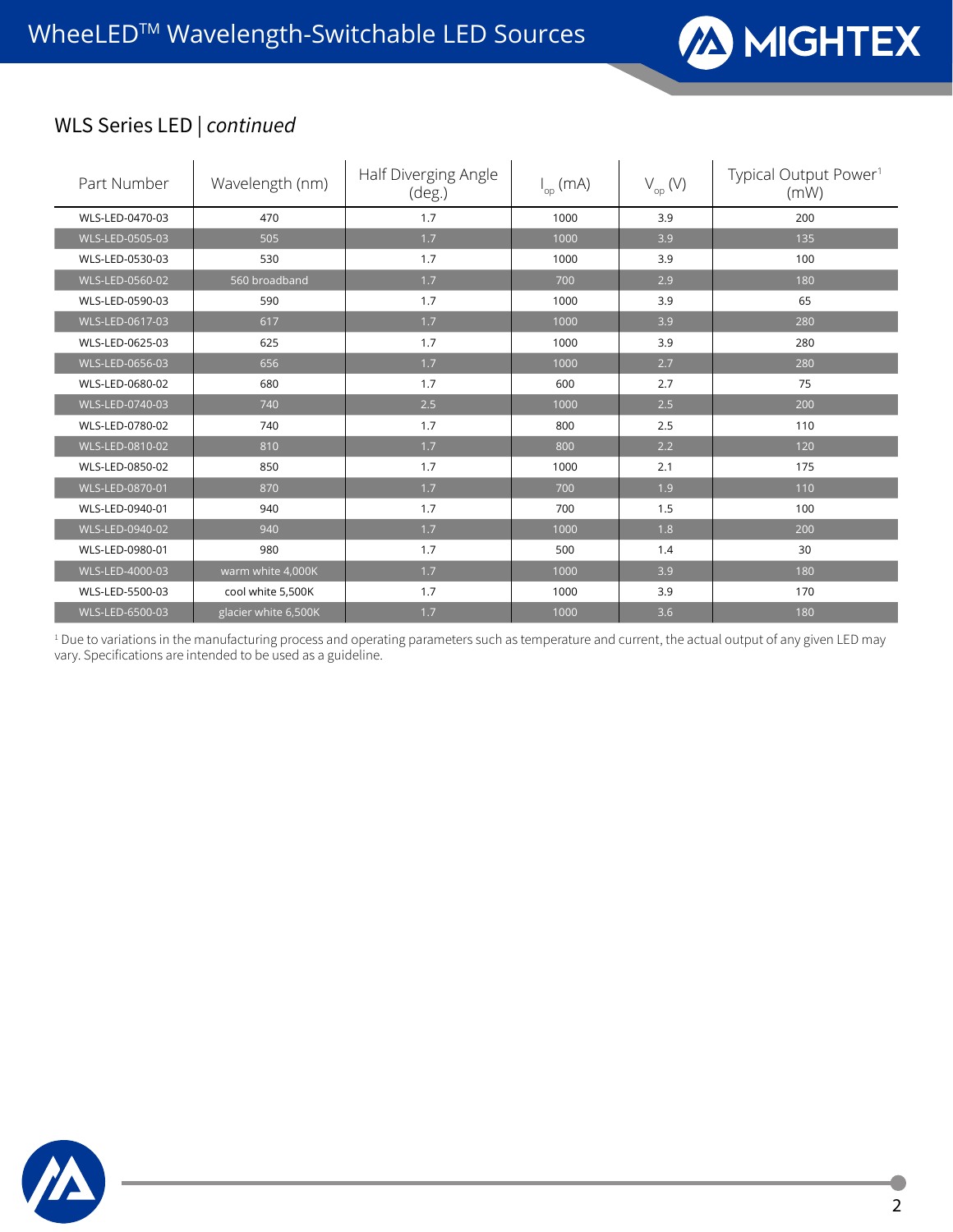## WLS Series LED | *continued*

| Part Number | Wavelength (nm) | Half Diverging Angle (deg.) | $I_{op}$ (mA) | $V_{op}$ (V) | Typical Output Power[1] (mW) |
|---|---|---|---|---|---|
| WLS-LED-0470-03 | 470 | 1.7 | 1000 | 3.9 | 200 |
| WLS-LED-0505-03 | 505 | 1.7 | 1000 | 3.9 | 135 |
| WLS-LED-0530-03 | 530 | 1.7 | 1000 | 3.9 | 100 |
| WLS-LED-0560-02 | 560 broadband | 1.7 | 700 | 2.9 | 180 |
| WLS-LED-0590-03 | 590 | 1.7 | 1000 | 3.9 | 65 |
| WLS-LED-0617-03 | 617 | 1.7 | 1000 | 3.9 | 280 |
| WLS-LED-0625-03 | 625 | 1.7 | 1000 | 3.9 | 280 |
| WLS-LED-0656-03 | 656 | 1.7 | 1000 | 2.7 | 280 |
| WLS-LED-0680-02 | 680 | 1.7 | 600 | 2.7 | 75 |
| WLS-LED-0740-03 | 740 | 2.5 | 1000 | 2.5 | 200 |
| WLS-LED-0780-02 | 740 | 1.7 | 800 | 2.5 | 110 |
| WLS-LED-0810-02 | 810 | 1.7 | 800 | 2.2 | 120 |
| WLS-LED-0850-02 | 850 | 1.7 | 1000 | 2.1 | 175 |
| WLS-LED-0870-01 | 870 | 1.7 | 700 | 1.9 | 110 |
| WLS-LED-0940-01 | 940 | 1.7 | 700 | 1.5 | 100 |
| WLS-LED-0940-02 | 940 | 1.7 | 1000 | 1.8 | 200 |
| WLS-LED-0980-01 | 980 | 1.7 | 500 | 1.4 | 30 |
| WLS-LED-4000-03 | warm white 4,000K | 1.7 | 1000 | 3.9 | 180 |
| WLS-LED-5500-03 | cool white 5,500K | 1.7 | 1000 | 3.9 | 170 |
| WLS-LED-6500-03 | glacier white 6,500K | 1.7 | 1000 | 3.6 | 180 |

[1] Due to variations in the manufacturing process and operating parameters such as temperature and current, the actual output of any given LED may vary. Specifications are intended to be used as a guideline.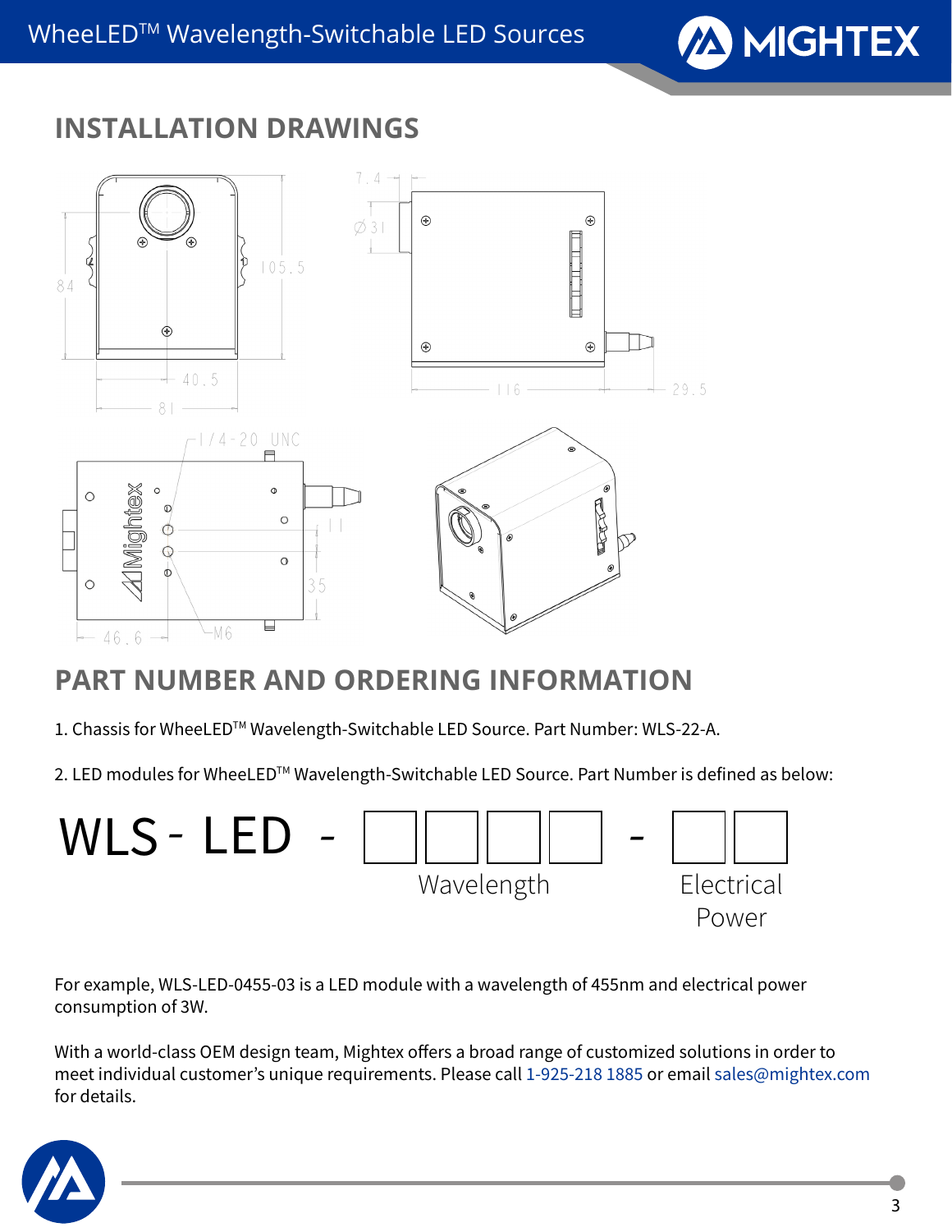## INSTALLATION DRAWINGS

## PART NUMBER AND ORDERING INFORMATION

1. Chassis for WheeLED™ Wavelength-Switchable LED Source. Part Number: WLS-22-A.

2. LED modules for WheeLED™ Wavelength-Switchable LED Source. Part Number is defined as below:

WLS - LED - □□□□ - □□

Wavelength — Electrical Power

For example, WLS-LED-0455-03 is a LED module with a wavelength of 455nm and electrical power consumption of 3W.

With a world-class OEM design team, Mightex offers a broad range of customized solutions in order to meet individual customer's unique requirements. Please call 1-925-218 1885 or email sales@mightex.com for details.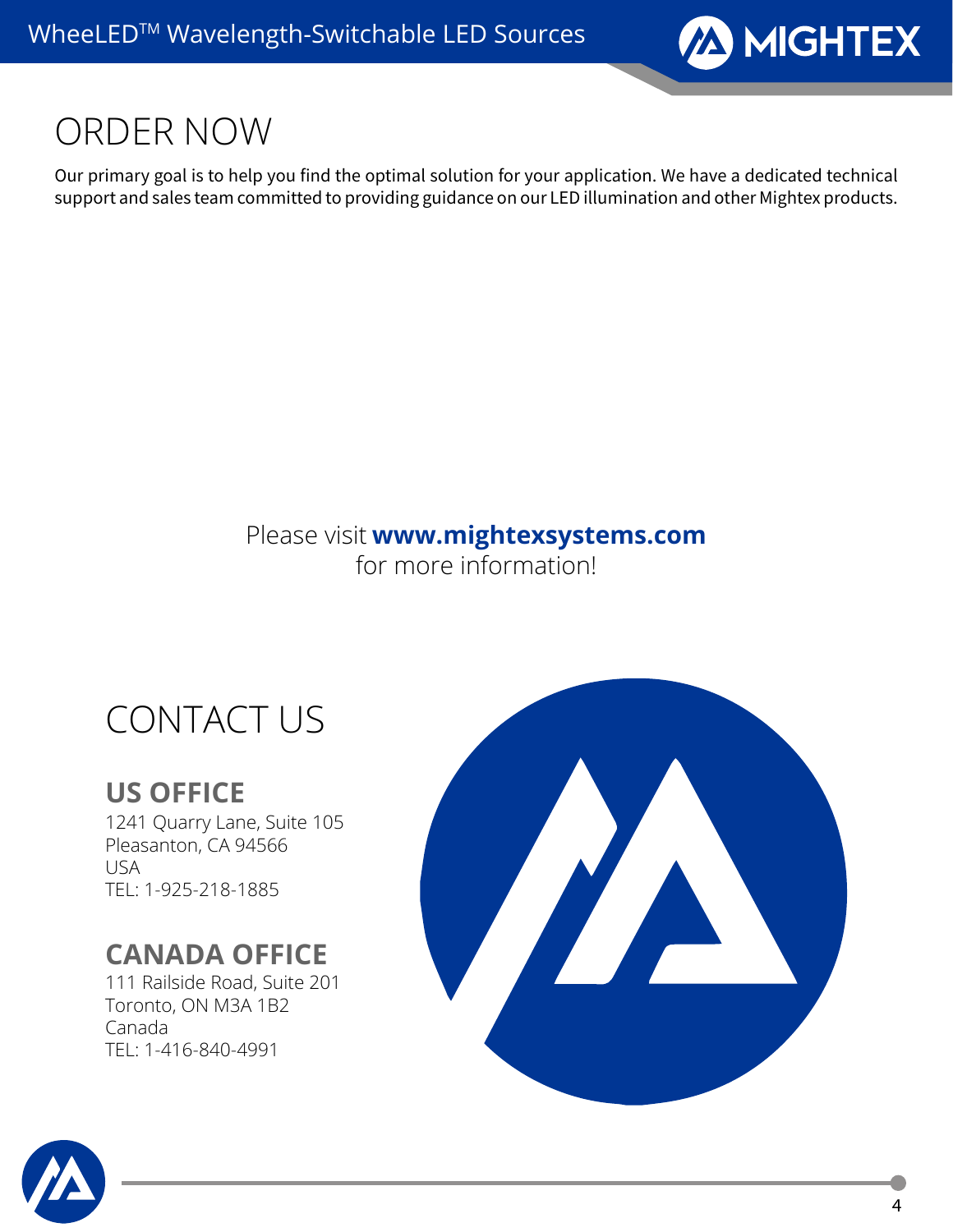# ORDER NOW

Our primary goal is to help you find the optimal solution for your application. We have a dedicated technical support and sales team committed to providing guidance on our LED illumination and other Mightex products.

Please visit **www.mightexsystems.com** for more information!

# CONTACT US

## US OFFICE

1241 Quarry Lane, Suite 105
Pleasanton, CA 94566
USA
TEL: 1-925-218-1885

## CANADA OFFICE

111 Railside Road, Suite 201
Toronto, ON M3A 1B2
Canada
TEL: 1-416-840-4991